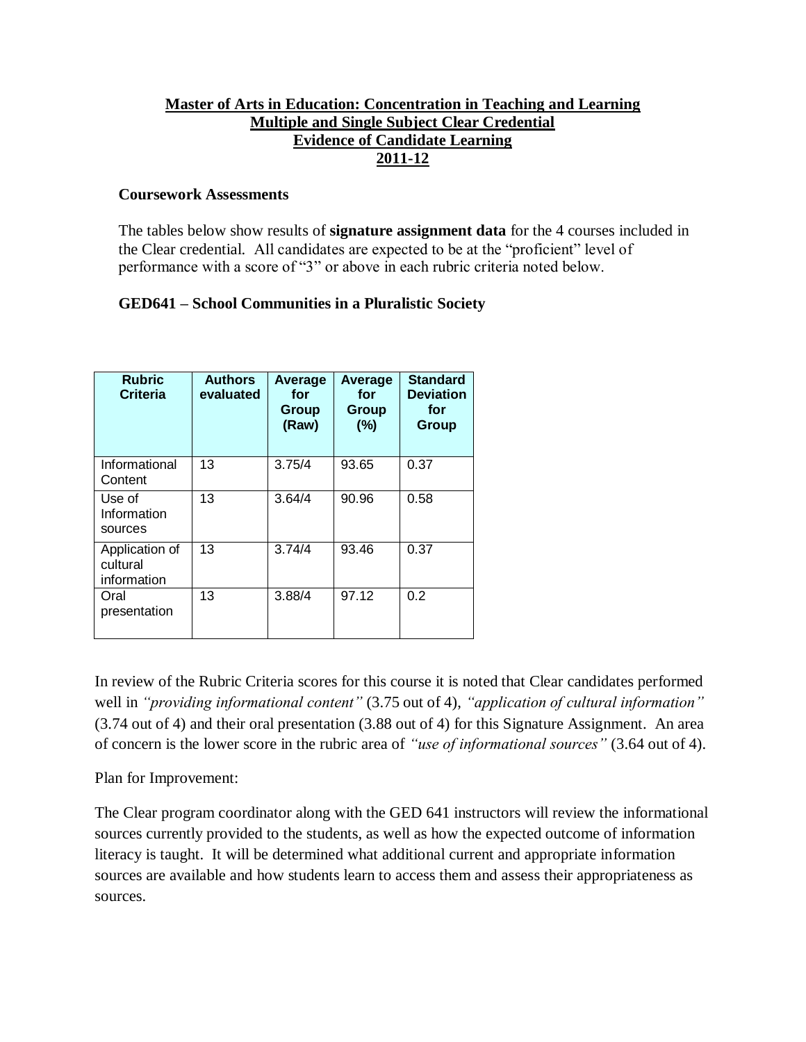# Master of Arts in Education: Concentration in Teaching and Learning
# Multiple and Single Subject Clear Credential
# Evidence of Candidate Learning
# 2011-12

## Coursework Assessments

The tables below show results of **signature assignment data** for the 4 courses included in the Clear credential. All candidates are expected to be at the "proficient" level of performance with a score of "3" or above in each rubric criteria noted below.

### GED641 – School Communities in a Pluralistic Society

| Rubric Criteria | Authors evaluated | Average for Group (Raw) | Average for Group (%) | Standard Deviation for Group |
|---|---|---|---|---|
| Informational Content | 13 | 3.75/4 | 93.65 | 0.37 |
| Use of Information sources | 13 | 3.64/4 | 90.96 | 0.58 |
| Application of cultural information | 13 | 3.74/4 | 93.46 | 0.37 |
| Oral presentation | 13 | 3.88/4 | 97.12 | 0.2 |

In review of the Rubric Criteria scores for this course it is noted that Clear candidates performed well in *"providing informational content"* (3.75 out of 4), *"application of cultural information"* (3.74 out of 4) and their oral presentation (3.88 out of 4) for this Signature Assignment. An area of concern is the lower score in the rubric area of *"use of informational sources"* (3.64 out of 4).

Plan for Improvement:

The Clear program coordinator along with the GED 641 instructors will review the informational sources currently provided to the students, as well as how the expected outcome of information literacy is taught. It will be determined what additional current and appropriate information sources are available and how students learn to access them and assess their appropriateness as sources.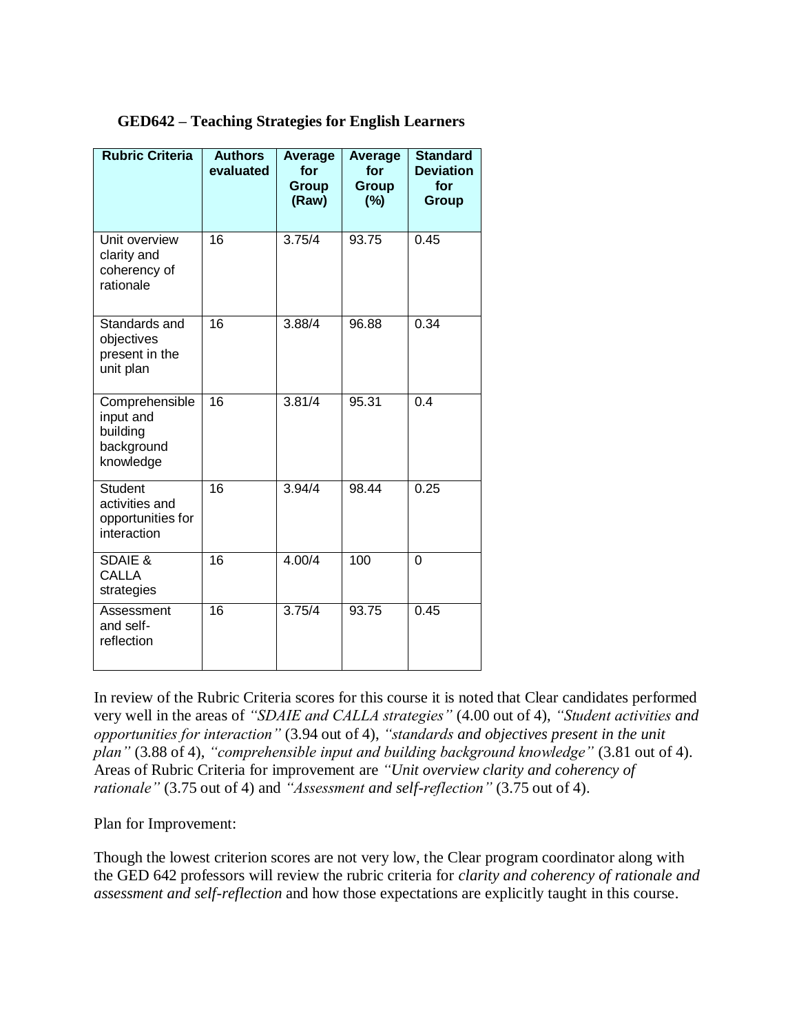**GED642 – Teaching Strategies for English Learners**

| Rubric Criteria | Authors evaluated | Average for Group (Raw) | Average for Group (%) | Standard Deviation for Group |
|---|---|---|---|---|
| Unit overview clarity and coherency of rationale | 16 | 3.75/4 | 93.75 | 0.45 |
| Standards and objectives present in the unit plan | 16 | 3.88/4 | 96.88 | 0.34 |
| Comprehensible input and building background knowledge | 16 | 3.81/4 | 95.31 | 0.4 |
| Student activities and opportunities for interaction | 16 | 3.94/4 | 98.44 | 0.25 |
| SDAIE & CALLA strategies | 16 | 4.00/4 | 100 | 0 |
| Assessment and self-reflection | 16 | 3.75/4 | 93.75 | 0.45 |

In review of the Rubric Criteria scores for this course it is noted that Clear candidates performed very well in the areas of *"SDAIE and CALLA strategies"* (4.00 out of 4), *"Student activities and opportunities for interaction"* (3.94 out of 4), *"standards and objectives present in the unit plan"* (3.88 of 4), *"comprehensible input and building background knowledge"* (3.81 out of 4). Areas of Rubric Criteria for improvement are *"Unit overview clarity and coherency of rationale"* (3.75 out of 4) and *"Assessment and self-reflection"* (3.75 out of 4).

Plan for Improvement:

Though the lowest criterion scores are not very low, the Clear program coordinator along with the GED 642 professors will review the rubric criteria for *clarity and coherency of rationale and assessment and self-reflection* and how those expectations are explicitly taught in this course.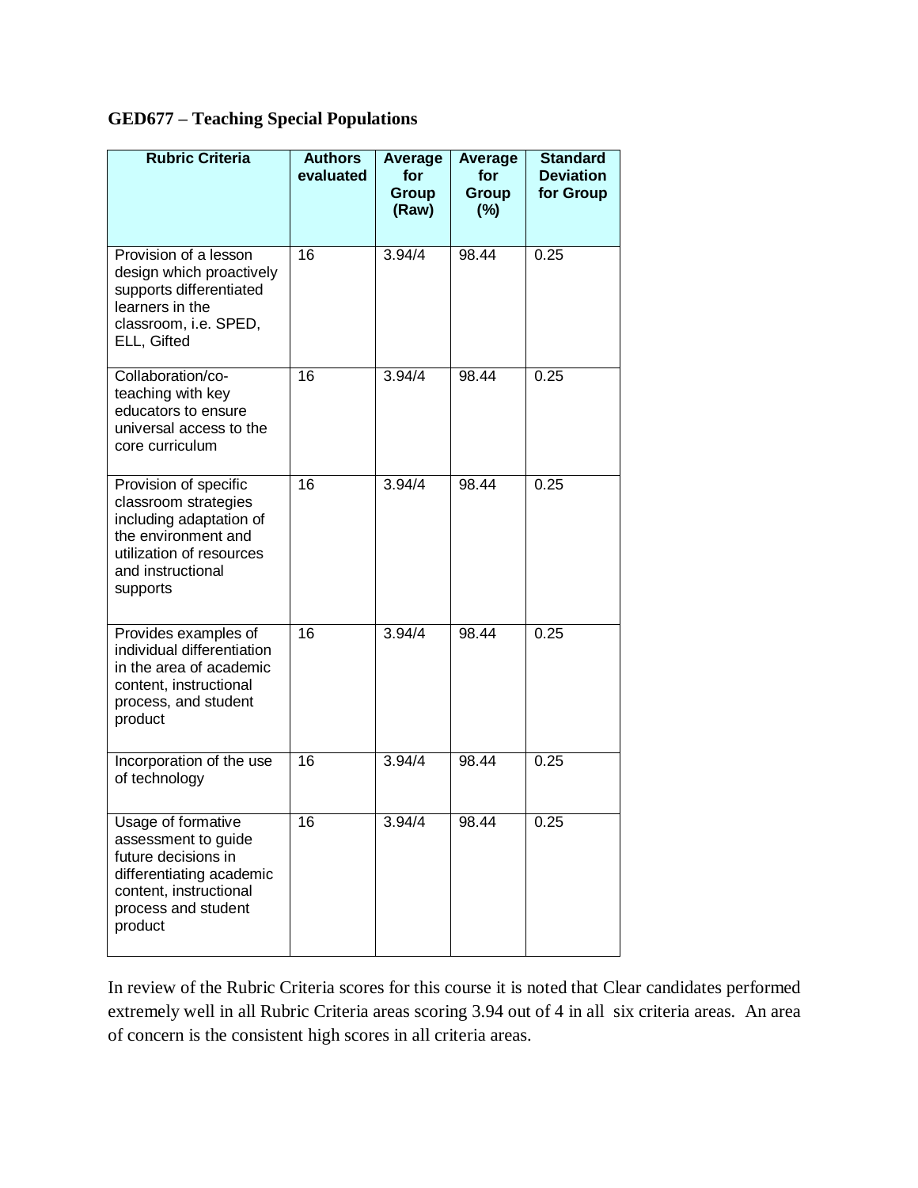### GED677 – Teaching Special Populations

| Rubric Criteria | Authors evaluated | Average for Group (Raw) | Average for Group (%) | Standard Deviation for Group |
|---|---|---|---|---|
| Provision of a lesson design which proactively supports differentiated learners in the classroom, i.e. SPED, ELL, Gifted | 16 | 3.94/4 | 98.44 | 0.25 |
| Collaboration/co-teaching with key educators to ensure universal access to the core curriculum | 16 | 3.94/4 | 98.44 | 0.25 |
| Provision of specific classroom strategies including adaptation of the environment and utilization of resources and instructional supports | 16 | 3.94/4 | 98.44 | 0.25 |
| Provides examples of individual differentiation in the area of academic content, instructional process, and student product | 16 | 3.94/4 | 98.44 | 0.25 |
| Incorporation of the use of technology | 16 | 3.94/4 | 98.44 | 0.25 |
| Usage of formative assessment to guide future decisions in differentiating academic content, instructional process and student product | 16 | 3.94/4 | 98.44 | 0.25 |

In review of the Rubric Criteria scores for this course it is noted that Clear candidates performed extremely well in all Rubric Criteria areas scoring 3.94 out of 4 in all six criteria areas. An area of concern is the consistent high scores in all criteria areas.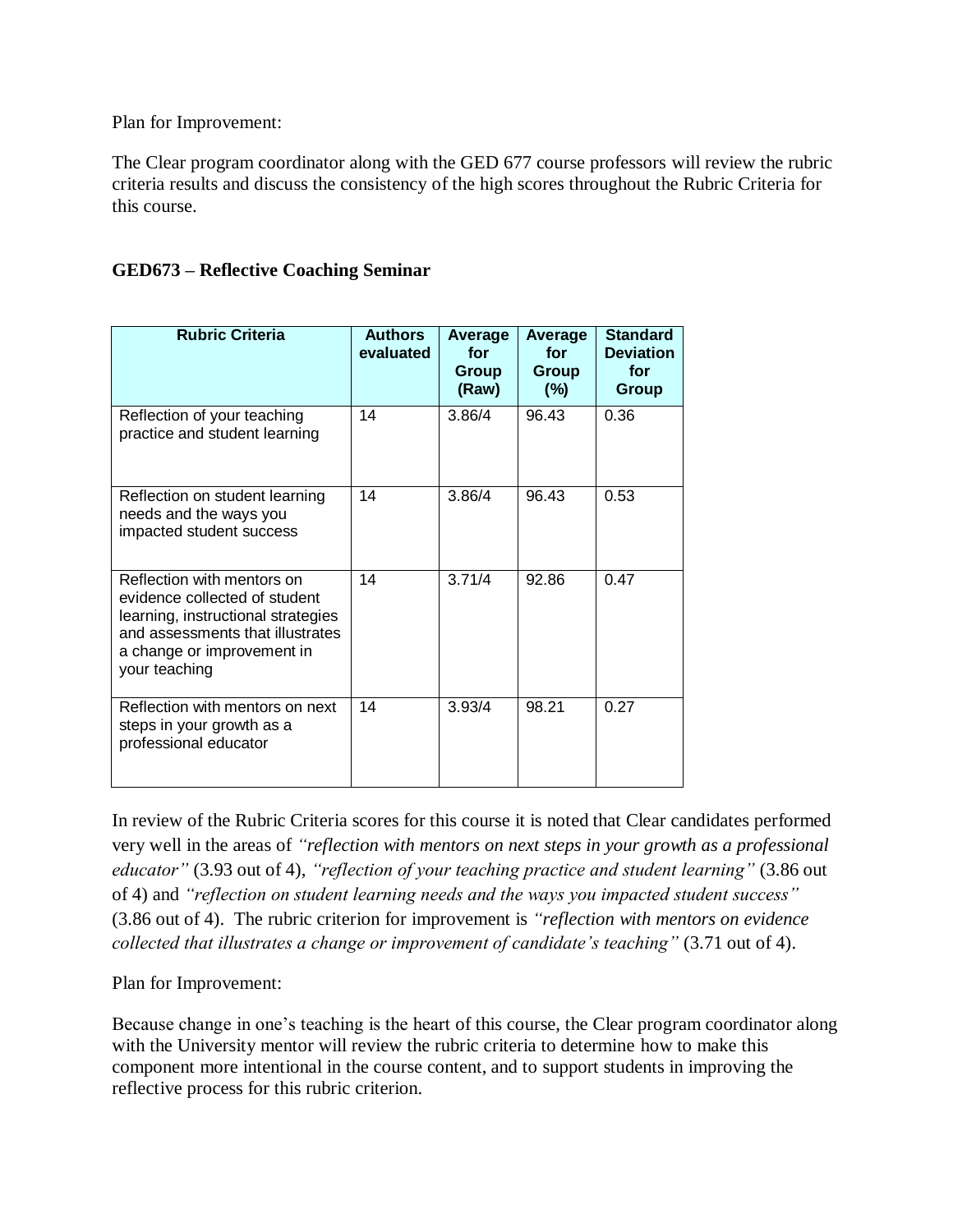Plan for Improvement:

The Clear program coordinator along with the GED 677 course professors will review the rubric criteria results and discuss the consistency of the high scores throughout the Rubric Criteria for this course.

**GED673 – Reflective Coaching Seminar**

| Rubric Criteria | Authors evaluated | Average for Group (Raw) | Average for Group (%) | Standard Deviation for Group |
|---|---|---|---|---|
| Reflection of your teaching practice and student learning | 14 | 3.86/4 | 96.43 | 0.36 |
| Reflection on student learning needs and the ways you impacted student success | 14 | 3.86/4 | 96.43 | 0.53 |
| Reflection with mentors on evidence collected of student learning, instructional strategies and assessments that illustrates a change or improvement in your teaching | 14 | 3.71/4 | 92.86 | 0.47 |
| Reflection with mentors on next steps in your growth as a professional educator | 14 | 3.93/4 | 98.21 | 0.27 |

In review of the Rubric Criteria scores for this course it is noted that Clear candidates performed very well in the areas of *"reflection with mentors on next steps in your growth as a professional educator"* (3.93 out of 4), *"reflection of your teaching practice and student learning"* (3.86 out of 4) and *"reflection on student learning needs and the ways you impacted student success"* (3.86 out of 4). The rubric criterion for improvement is *"reflection with mentors on evidence collected that illustrates a change or improvement of candidate's teaching"* (3.71 out of 4).

Plan for Improvement:

Because change in one's teaching is the heart of this course, the Clear program coordinator along with the University mentor will review the rubric criteria to determine how to make this component more intentional in the course content, and to support students in improving the reflective process for this rubric criterion.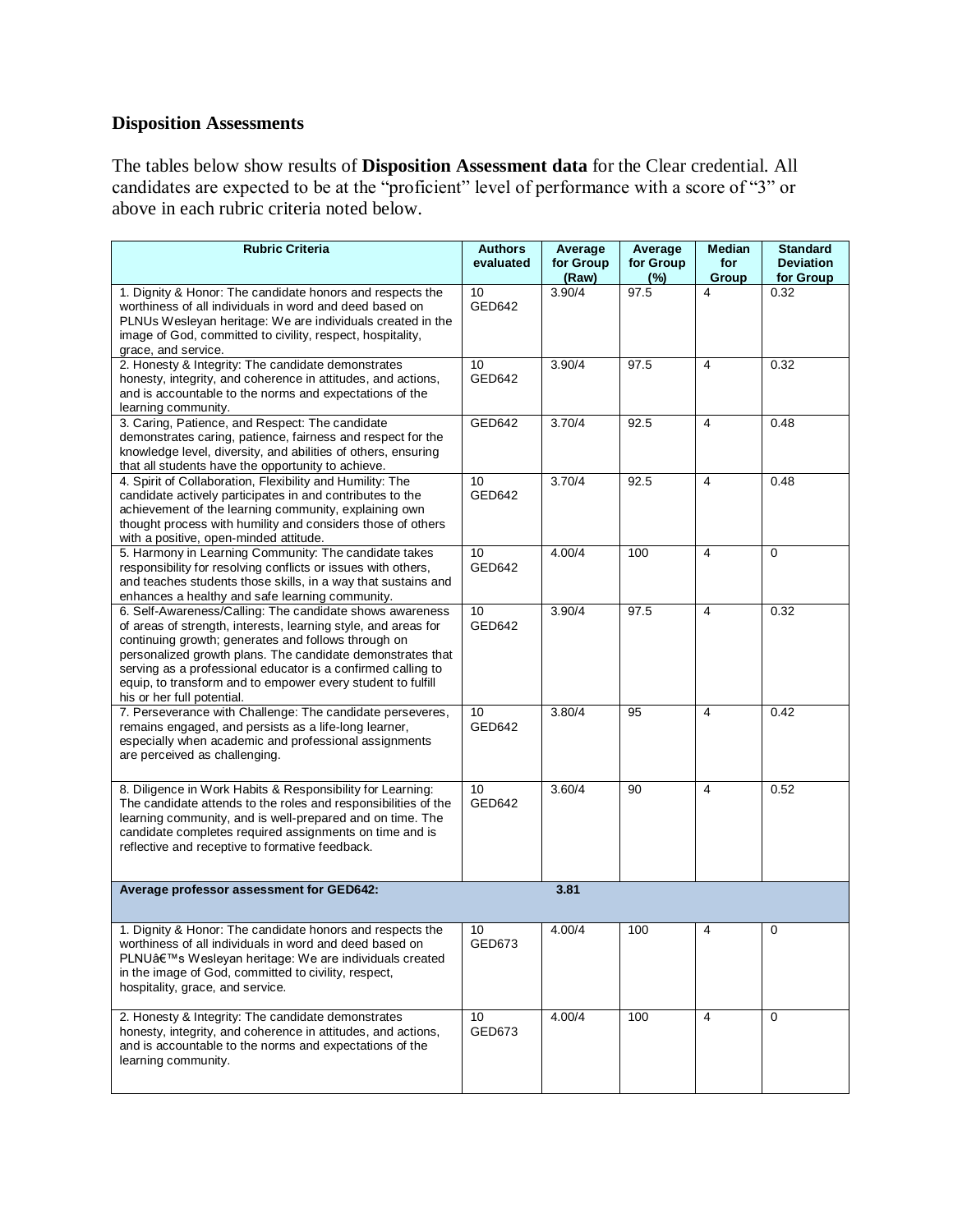**Disposition Assessments**

The tables below show results of **Disposition Assessment data** for the Clear credential. All candidates are expected to be at the "proficient" level of performance with a score of "3" or above in each rubric criteria noted below.

| Rubric Criteria | Authors evaluated | Average for Group (Raw) | Average for Group (%) | Median for Group | Standard Deviation for Group |
|---|---|---|---|---|---|
| 1. Dignity & Honor: The candidate honors and respects the worthiness of all individuals in word and deed based on PLNUs Wesleyan heritage: We are individuals created in the image of God, committed to civility, respect, hospitality, grace, and service. | 10 GED642 | 3.90/4 | 97.5 | 4 | 0.32 |
| 2. Honesty & Integrity: The candidate demonstrates honesty, integrity, and coherence in attitudes, and actions, and is accountable to the norms and expectations of the learning community. | 10 GED642 | 3.90/4 | 97.5 | 4 | 0.32 |
| 3. Caring, Patience, and Respect: The candidate demonstrates caring, patience, fairness and respect for the knowledge level, diversity, and abilities of others, ensuring that all students have the opportunity to achieve. | GED642 | 3.70/4 | 92.5 | 4 | 0.48 |
| 4. Spirit of Collaboration, Flexibility and Humility: The candidate actively participates in and contributes to the achievement of the learning community, explaining own thought process with humility and considers those of others with a positive, open-minded attitude. | 10 GED642 | 3.70/4 | 92.5 | 4 | 0.48 |
| 5. Harmony in Learning Community: The candidate takes responsibility for resolving conflicts or issues with others, and teaches students those skills, in a way that sustains and enhances a healthy and safe learning community. | 10 GED642 | 4.00/4 | 100 | 4 | 0 |
| 6. Self-Awareness/Calling: The candidate shows awareness of areas of strength, interests, learning style, and areas for continuing growth; generates and follows through on personalized growth plans. The candidate demonstrates that serving as a professional educator is a confirmed calling to equip, to transform and to empower every student to fulfill his or her full potential. | 10 GED642 | 3.90/4 | 97.5 | 4 | 0.32 |
| 7. Perseverance with Challenge: The candidate perseveres, remains engaged, and persists as a life-long learner, especially when academic and professional assignments are perceived as challenging. | 10 GED642 | 3.80/4 | 95 | 4 | 0.42 |
| 8. Diligence in Work Habits & Responsibility for Learning: The candidate attends to the roles and responsibilities of the learning community, and is well-prepared and on time. The candidate completes required assignments on time and is reflective and receptive to formative feedback. | 10 GED642 | 3.60/4 | 90 | 4 | 0.52 |
| **Average professor assessment for GED642:** | | **3.81** | | | |
| 1. Dignity & Honor: The candidate honors and respects the worthiness of all individuals in word and deed based on PLNUâ€™s Wesleyan heritage: We are individuals created in the image of God, committed to civility, respect, hospitality, grace, and service. | 10 GED673 | 4.00/4 | 100 | 4 | 0 |
| 2. Honesty & Integrity: The candidate demonstrates honesty, integrity, and coherence in attitudes, and actions, and is accountable to the norms and expectations of the learning community. | 10 GED673 | 4.00/4 | 100 | 4 | 0 |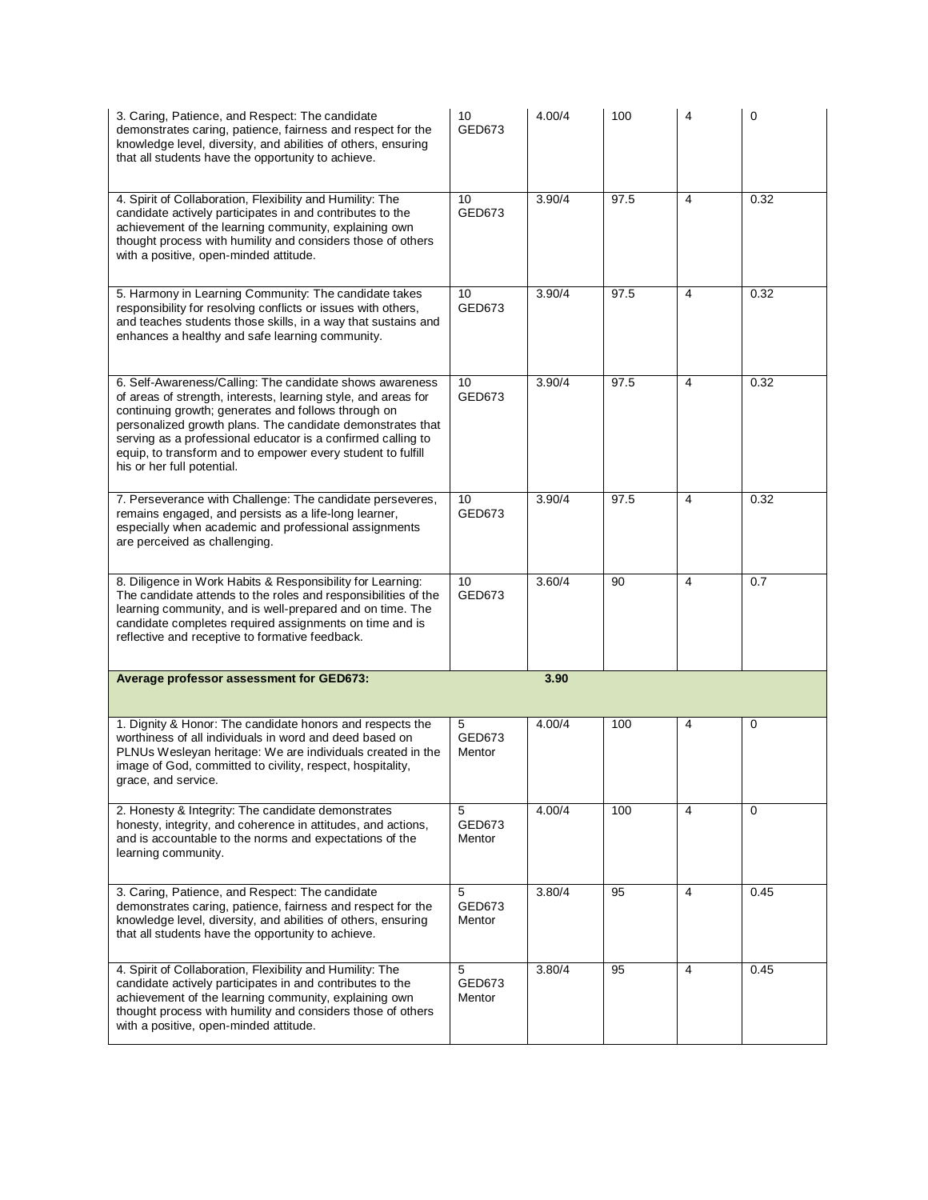| | | | | | |
|---|---|---|---|---|---|
| 3. Caring, Patience, and Respect: The candidate demonstrates caring, patience, fairness and respect for the knowledge level, diversity, and abilities of others, ensuring that all students have the opportunity to achieve. | 10 GED673 | 4.00/4 | 100 | 4 | 0 |
| 4. Spirit of Collaboration, Flexibility and Humility: The candidate actively participates in and contributes to the achievement of the learning community, explaining own thought process with humility and considers those of others with a positive, open-minded attitude. | 10 GED673 | 3.90/4 | 97.5 | 4 | 0.32 |
| 5. Harmony in Learning Community: The candidate takes responsibility for resolving conflicts or issues with others, and teaches students those skills, in a way that sustains and enhances a healthy and safe learning community. | 10 GED673 | 3.90/4 | 97.5 | 4 | 0.32 |
| 6. Self-Awareness/Calling: The candidate shows awareness of areas of strength, interests, learning style, and areas for continuing growth; generates and follows through on personalized growth plans. The candidate demonstrates that serving as a professional educator is a confirmed calling to equip, to transform and to empower every student to fulfill his or her full potential. | 10 GED673 | 3.90/4 | 97.5 | 4 | 0.32 |
| 7. Perseverance with Challenge: The candidate perseveres, remains engaged, and persists as a life-long learner, especially when academic and professional assignments are perceived as challenging. | 10 GED673 | 3.90/4 | 97.5 | 4 | 0.32 |
| 8. Diligence in Work Habits & Responsibility for Learning: The candidate attends to the roles and responsibilities of the learning community, and is well-prepared and on time. The candidate completes required assignments on time and is reflective and receptive to formative feedback. | 10 GED673 | 3.60/4 | 90 | 4 | 0.7 |
| **Average professor assessment for GED673:** | | **3.90** | | | |
| 1. Dignity & Honor: The candidate honors and respects the worthiness of all individuals in word and deed based on PLNUs Wesleyan heritage: We are individuals created in the image of God, committed to civility, respect, hospitality, grace, and service. | 5 GED673 Mentor | 4.00/4 | 100 | 4 | 0 |
| 2. Honesty & Integrity: The candidate demonstrates honesty, integrity, and coherence in attitudes, and actions, and is accountable to the norms and expectations of the learning community. | 5 GED673 Mentor | 4.00/4 | 100 | 4 | 0 |
| 3. Caring, Patience, and Respect: The candidate demonstrates caring, patience, fairness and respect for the knowledge level, diversity, and abilities of others, ensuring that all students have the opportunity to achieve. | 5 GED673 Mentor | 3.80/4 | 95 | 4 | 0.45 |
| 4. Spirit of Collaboration, Flexibility and Humility: The candidate actively participates in and contributes to the achievement of the learning community, explaining own thought process with humility and considers those of others with a positive, open-minded attitude. | 5 GED673 Mentor | 3.80/4 | 95 | 4 | 0.45 |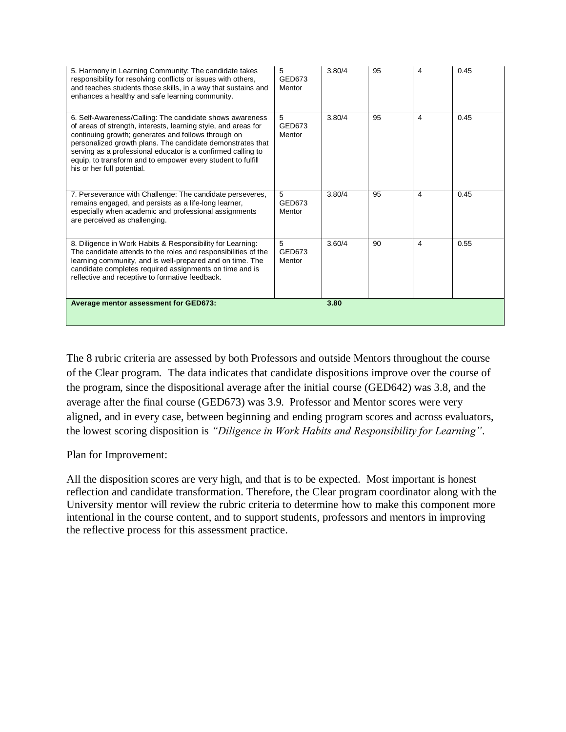| | | | | | |
|---|---|---|---|---|---|
| 5. Harmony in Learning Community: The candidate takes responsibility for resolving conflicts or issues with others, and teaches students those skills, in a way that sustains and enhances a healthy and safe learning community. | 5 GED673 Mentor | 3.80/4 | 95 | 4 | 0.45 |
| 6. Self-Awareness/Calling: The candidate shows awareness of areas of strength, interests, learning style, and areas for continuing growth; generates and follows through on personalized growth plans. The candidate demonstrates that serving as a professional educator is a confirmed calling to equip, to transform and to empower every student to fulfill his or her full potential. | 5 GED673 Mentor | 3.80/4 | 95 | 4 | 0.45 |
| 7. Perseverance with Challenge: The candidate perseveres, remains engaged, and persists as a life-long learner, especially when academic and professional assignments are perceived as challenging. | 5 GED673 Mentor | 3.80/4 | 95 | 4 | 0.45 |
| 8. Diligence in Work Habits & Responsibility for Learning: The candidate attends to the roles and responsibilities of the learning community, and is well-prepared and on time. The candidate completes required assignments on time and is reflective and receptive to formative feedback. | 5 GED673 Mentor | 3.60/4 | 90 | 4 | 0.55 |
| **Average mentor assessment for GED673:** | | **3.80** | | | |

The 8 rubric criteria are assessed by both Professors and outside Mentors throughout the course of the Clear program. The data indicates that candidate dispositions improve over the course of the program, since the dispositional average after the initial course (GED642) was 3.8, and the average after the final course (GED673) was 3.9. Professor and Mentor scores were very aligned, and in every case, between beginning and ending program scores and across evaluators, the lowest scoring disposition is *"Diligence in Work Habits and Responsibility for Learning"*.

Plan for Improvement:

All the disposition scores are very high, and that is to be expected. Most important is honest reflection and candidate transformation. Therefore, the Clear program coordinator along with the University mentor will review the rubric criteria to determine how to make this component more intentional in the course content, and to support students, professors and mentors in improving the reflective process for this assessment practice.